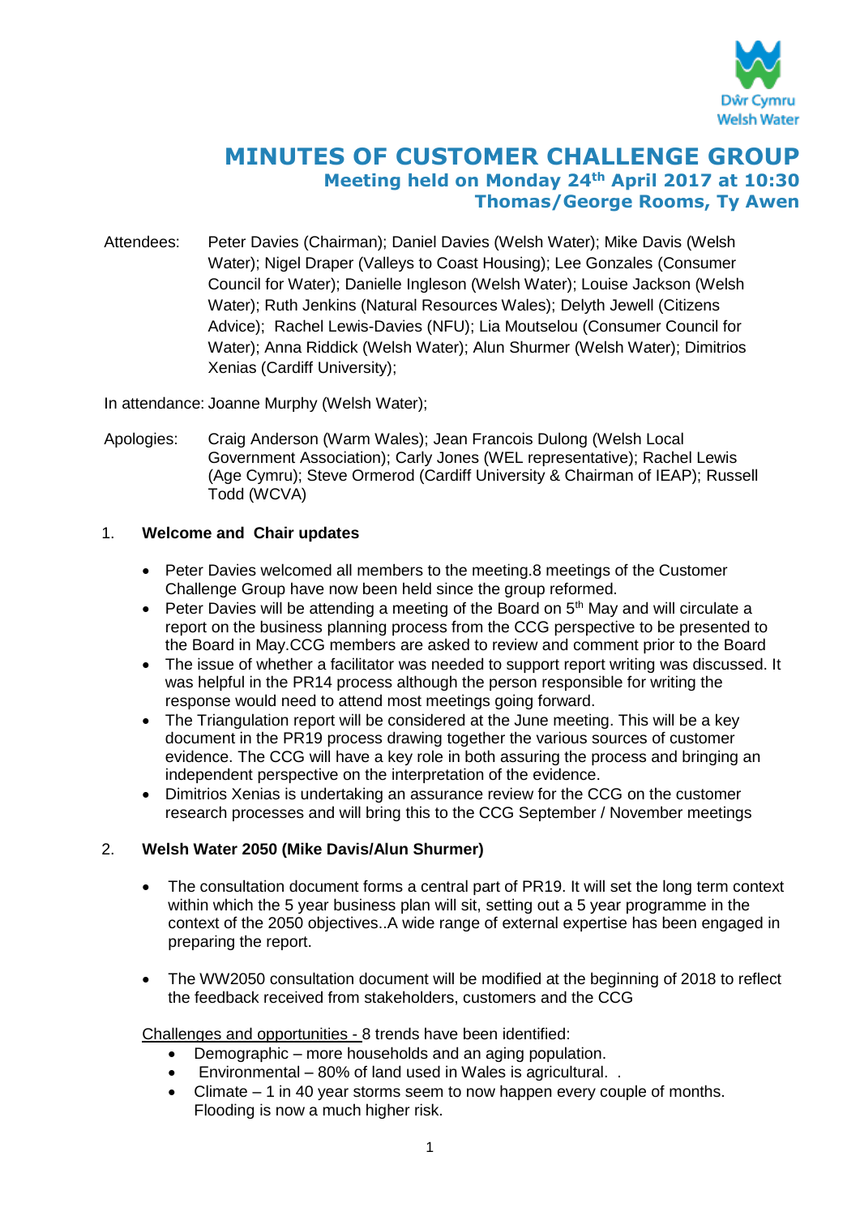# MINUTES OF CUSTOMER CHALLENGE GROUP

## Meeting held on Monday 24th April 2017 at 10:30

## Thomas/George Rooms, Ty Awen

Attendees: Peter Davies (Chairman); Daniel Davies (Welsh Water); Mike Davis (Welsh Water); Nigel Draper (Valleys to Coast Housing); Lee Gonzales (Consumer Council for Water); Danielle Ingleson (Welsh Water); Louise Jackson (Welsh Water); Ruth Jenkins (Natural Resources Wales); Delyth Jewell (Citizens Advice); Rachel Lewis-Davies (NFU); Lia Moutselou (Consumer Council for Water); Anna Riddick (Welsh Water); Alun Shurmer (Welsh Water); Dimitrios Xenias (Cardiff University);

In attendance: Joanne Murphy (Welsh Water);

Apologies: Craig Anderson (Warm Wales); Jean Francois Dulong (Welsh Local Government Association); Carly Jones (WEL representative); Rachel Lewis (Age Cymru); Steve Ormerod (Cardiff University & Chairman of IEAP); Russell Todd (WCVA)

1. **Welcome and Chair updates**

- Peter Davies welcomed all members to the meeting.8 meetings of the Customer Challenge Group have now been held since the group reformed.
- Peter Davies will be attending a meeting of the Board on 5th May and will circulate a report on the business planning process from the CCG perspective to be presented to the Board in May.CCG members are asked to review and comment prior to the Board
- The issue of whether a facilitator was needed to support report writing was discussed. It was helpful in the PR14 process although the person responsible for writing the response would need to attend most meetings going forward.
- The Triangulation report will be considered at the June meeting. This will be a key document in the PR19 process drawing together the various sources of customer evidence. The CCG will have a key role in both assuring the process and bringing an independent perspective on the interpretation of the evidence.
- Dimitrios Xenias is undertaking an assurance review for the CCG on the customer research processes and will bring this to the CCG September / November meetings

2. **Welsh Water 2050 (Mike Davis/Alun Shurmer)**

- The consultation document forms a central part of PR19. It will set the long term context within which the 5 year business plan will sit, setting out a 5 year programme in the context of the 2050 objectives..A wide range of external expertise has been engaged in preparing the report.

- The WW2050 consultation document will be modified at the beginning of 2018 to reflect the feedback received from stakeholders, customers and the CCG

Challenges and opportunities - 8 trends have been identified:

- Demographic – more households and an aging population.
- Environmental – 80% of land used in Wales is agricultural. .
- Climate – 1 in 40 year storms seem to now happen every couple of months. Flooding is now a much higher risk.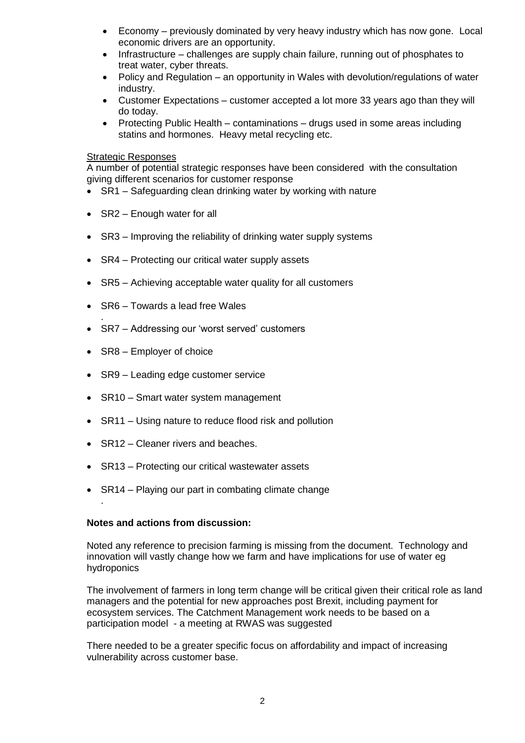- Economy – previously dominated by very heavy industry which has now gone. Local economic drivers are an opportunity.
- Infrastructure – challenges are supply chain failure, running out of phosphates to treat water, cyber threats.
- Policy and Regulation – an opportunity in Wales with devolution/regulations of water industry.
- Customer Expectations – customer accepted a lot more 33 years ago than they will do today.
- Protecting Public Health – contaminations – drugs used in some areas including statins and hormones. Heavy metal recycling etc.

<u>Strategic Responses</u>

A number of potential strategic responses have been considered with the consultation giving different scenarios for customer response

- SR1 – Safeguarding clean drinking water by working with nature
- SR2 – Enough water for all
- SR3 – Improving the reliability of drinking water supply systems
- SR4 – Protecting our critical water supply assets
- SR5 – Achieving acceptable water quality for all customers
- SR6 – Towards a lead free Wales
- SR7 – Addressing our 'worst served' customers
- SR8 – Employer of choice
- SR9 – Leading edge customer service
- SR10 – Smart water system management
- SR11 – Using nature to reduce flood risk and pollution
- SR12 – Cleaner rivers and beaches.
- SR13 – Protecting our critical wastewater assets
- SR14 – Playing our part in combating climate change

**Notes and actions from discussion:**

Noted any reference to precision farming is missing from the document. Technology and innovation will vastly change how we farm and have implications for use of water eg hydroponics

The involvement of farmers in long term change will be critical given their critical role as land managers and the potential for new approaches post Brexit, including payment for ecosystem services. The Catchment Management work needs to be based on a participation model - a meeting at RWAS was suggested

There needed to be a greater specific focus on affordability and impact of increasing vulnerability across customer base.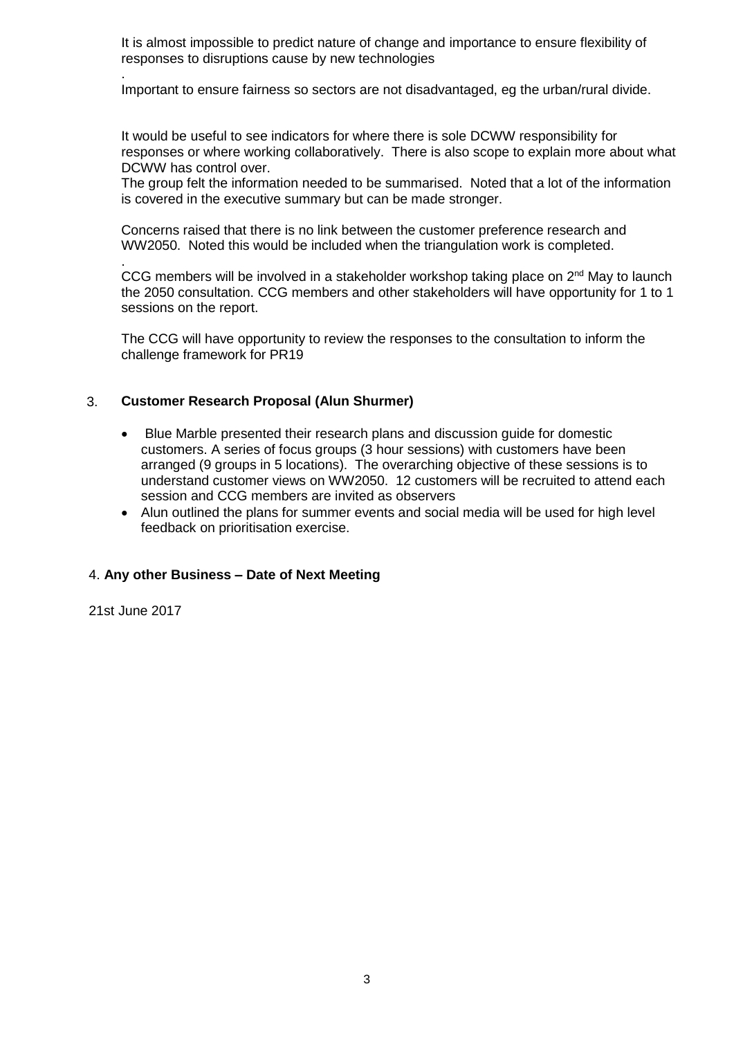It is almost impossible to predict nature of change and importance to ensure flexibility of responses to disruptions cause by new technologies

.
Important to ensure fairness so sectors are not disadvantaged, eg the urban/rural divide.

It would be useful to see indicators for where there is sole DCWW responsibility for responses or where working collaboratively. There is also scope to explain more about what DCWW has control over.
The group felt the information needed to be summarised. Noted that a lot of the information is covered in the executive summary but can be made stronger.

Concerns raised that there is no link between the customer preference research and WW2050. Noted this would be included when the triangulation work is completed.

.
CCG members will be involved in a stakeholder workshop taking place on 2nd May to launch the 2050 consultation. CCG members and other stakeholders will have opportunity for 1 to 1 sessions on the report.

The CCG will have opportunity to review the responses to the consultation to inform the challenge framework for PR19

## 3. Customer Research Proposal (Alun Shurmer)

- Blue Marble presented their research plans and discussion guide for domestic customers. A series of focus groups (3 hour sessions) with customers have been arranged (9 groups in 5 locations). The overarching objective of these sessions is to understand customer views on WW2050. 12 customers will be recruited to attend each session and CCG members are invited as observers
- Alun outlined the plans for summer events and social media will be used for high level feedback on prioritisation exercise.

## 4. Any other Business – Date of Next Meeting

21st June 2017